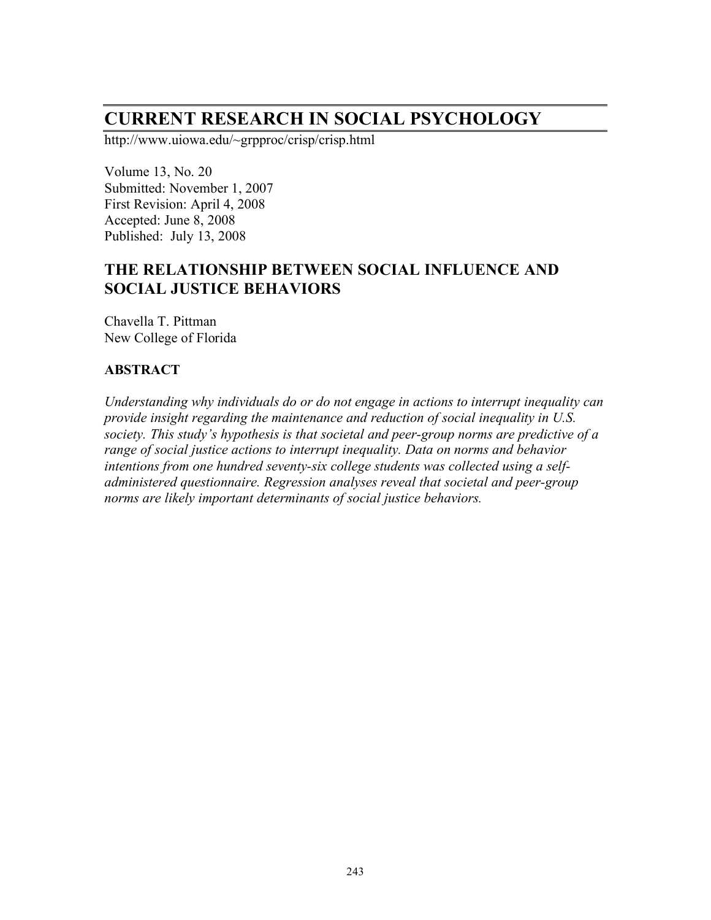# CURRENT RESEARCH IN SOCIAL PSYCHOLOGY

http://www.uiowa.edu/~grpproc/crisp/crisp.html

Volume 13, No. 20
Submitted: November 1, 2007
First Revision: April 4, 2008
Accepted: June 8, 2008
Published: July 13, 2008

## THE RELATIONSHIP BETWEEN SOCIAL INFLUENCE AND SOCIAL JUSTICE BEHAVIORS

Chavella T. Pittman
New College of Florida

### ABSTRACT

*Understanding why individuals do or do not engage in actions to interrupt inequality can provide insight regarding the maintenance and reduction of social inequality in U.S. society. This study's hypothesis is that societal and peer-group norms are predictive of a range of social justice actions to interrupt inequality. Data on norms and behavior intentions from one hundred seventy-six college students was collected using a self-administered questionnaire. Regression analyses reveal that societal and peer-group norms are likely important determinants of social justice behaviors.*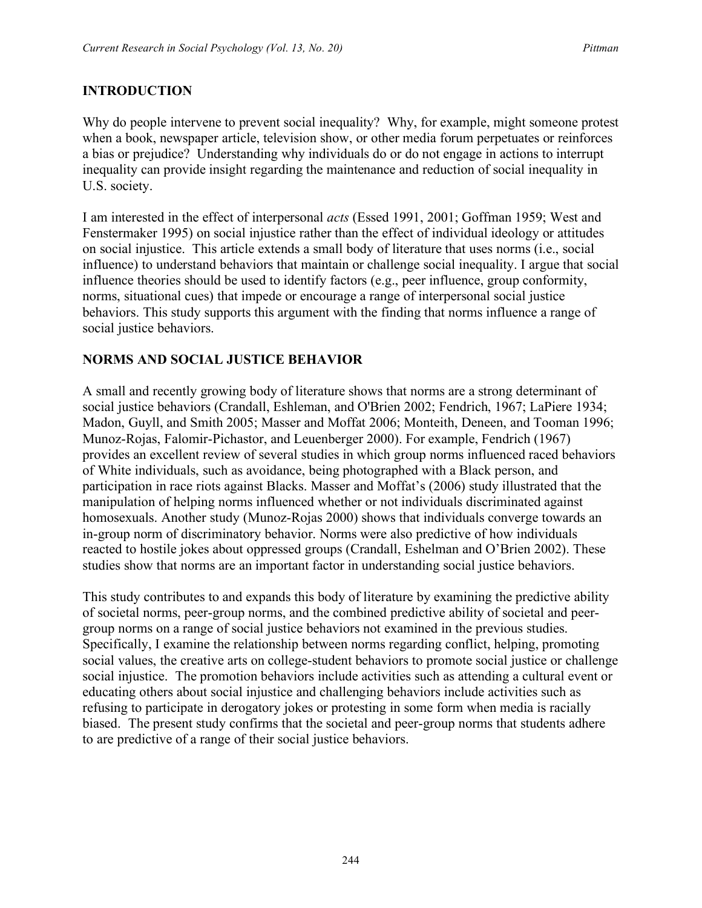## INTRODUCTION

Why do people intervene to prevent social inequality? Why, for example, might someone protest when a book, newspaper article, television show, or other media forum perpetuates or reinforces a bias or prejudice? Understanding why individuals do or do not engage in actions to interrupt inequality can provide insight regarding the maintenance and reduction of social inequality in U.S. society.

I am interested in the effect of interpersonal *acts* (Essed 1991, 2001; Goffman 1959; West and Fenstermaker 1995) on social injustice rather than the effect of individual ideology or attitudes on social injustice. This article extends a small body of literature that uses norms (i.e., social influence) to understand behaviors that maintain or challenge social inequality. I argue that social influence theories should be used to identify factors (e.g., peer influence, group conformity, norms, situational cues) that impede or encourage a range of interpersonal social justice behaviors. This study supports this argument with the finding that norms influence a range of social justice behaviors.

## NORMS AND SOCIAL JUSTICE BEHAVIOR

A small and recently growing body of literature shows that norms are a strong determinant of social justice behaviors (Crandall, Eshleman, and O'Brien 2002; Fendrich, 1967; LaPiere 1934; Madon, Guyll, and Smith 2005; Masser and Moffat 2006; Monteith, Deneen, and Tooman 1996; Munoz-Rojas, Falomir-Pichastor, and Leuenberger 2000). For example, Fendrich (1967) provides an excellent review of several studies in which group norms influenced raced behaviors of White individuals, such as avoidance, being photographed with a Black person, and participation in race riots against Blacks. Masser and Moffat's (2006) study illustrated that the manipulation of helping norms influenced whether or not individuals discriminated against homosexuals. Another study (Munoz-Rojas 2000) shows that individuals converge towards an in-group norm of discriminatory behavior. Norms were also predictive of how individuals reacted to hostile jokes about oppressed groups (Crandall, Eshelman and O'Brien 2002). These studies show that norms are an important factor in understanding social justice behaviors.

This study contributes to and expands this body of literature by examining the predictive ability of societal norms, peer-group norms, and the combined predictive ability of societal and peer-group norms on a range of social justice behaviors not examined in the previous studies. Specifically, I examine the relationship between norms regarding conflict, helping, promoting social values, the creative arts on college-student behaviors to promote social justice or challenge social injustice. The promotion behaviors include activities such as attending a cultural event or educating others about social injustice and challenging behaviors include activities such as refusing to participate in derogatory jokes or protesting in some form when media is racially biased. The present study confirms that the societal and peer-group norms that students adhere to are predictive of a range of their social justice behaviors.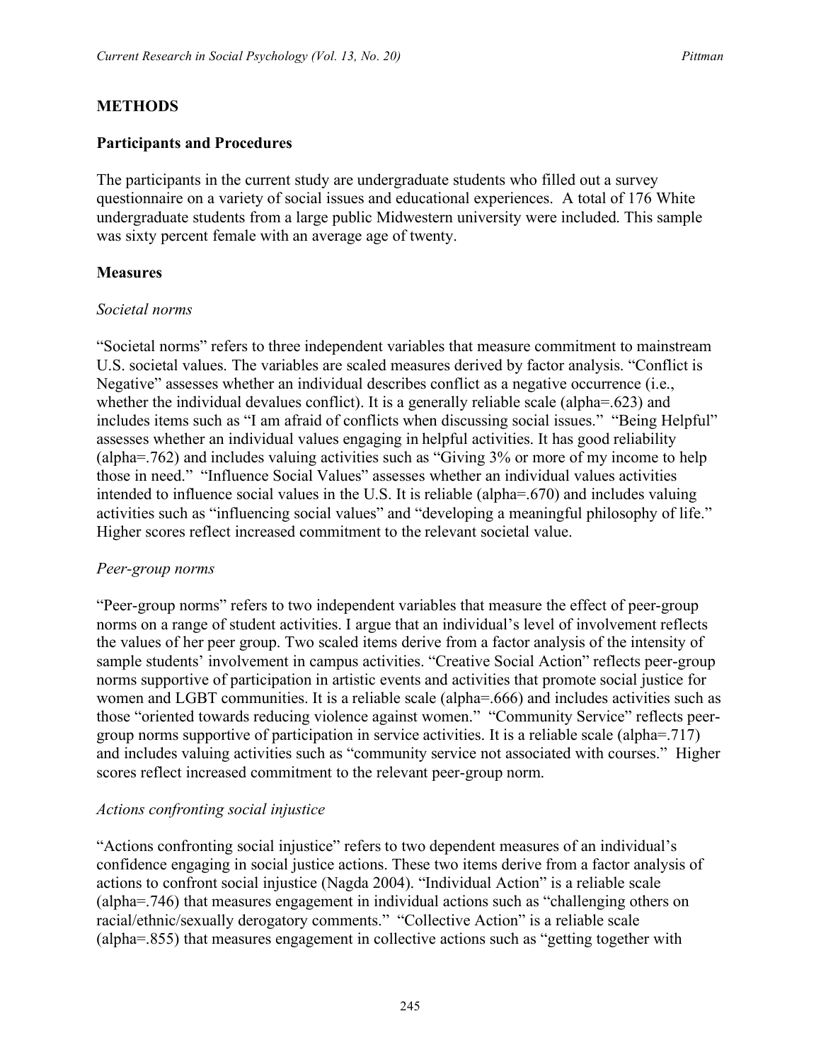## METHODS

### Participants and Procedures

The participants in the current study are undergraduate students who filled out a survey questionnaire on a variety of social issues and educational experiences. A total of 176 White undergraduate students from a large public Midwestern university were included. This sample was sixty percent female with an average age of twenty.

### Measures

#### *Societal norms*

"Societal norms" refers to three independent variables that measure commitment to mainstream U.S. societal values. The variables are scaled measures derived by factor analysis. "Conflict is Negative" assesses whether an individual describes conflict as a negative occurrence (i.e., whether the individual devalues conflict). It is a generally reliable scale (alpha=.623) and includes items such as "I am afraid of conflicts when discussing social issues." "Being Helpful" assesses whether an individual values engaging in helpful activities. It has good reliability (alpha=.762) and includes valuing activities such as "Giving 3% or more of my income to help those in need." "Influence Social Values" assesses whether an individual values activities intended to influence social values in the U.S. It is reliable (alpha=.670) and includes valuing activities such as "influencing social values" and "developing a meaningful philosophy of life." Higher scores reflect increased commitment to the relevant societal value.

#### *Peer-group norms*

"Peer-group norms" refers to two independent variables that measure the effect of peer-group norms on a range of student activities. I argue that an individual's level of involvement reflects the values of her peer group. Two scaled items derive from a factor analysis of the intensity of sample students' involvement in campus activities. "Creative Social Action" reflects peer-group norms supportive of participation in artistic events and activities that promote social justice for women and LGBT communities. It is a reliable scale (alpha=.666) and includes activities such as those "oriented towards reducing violence against women." "Community Service" reflects peer-group norms supportive of participation in service activities. It is a reliable scale (alpha=.717) and includes valuing activities such as "community service not associated with courses." Higher scores reflect increased commitment to the relevant peer-group norm.

#### *Actions confronting social injustice*

"Actions confronting social injustice" refers to two dependent measures of an individual's confidence engaging in social justice actions. These two items derive from a factor analysis of actions to confront social injustice (Nagda 2004). "Individual Action" is a reliable scale (alpha=.746) that measures engagement in individual actions such as "challenging others on racial/ethnic/sexually derogatory comments." "Collective Action" is a reliable scale (alpha=.855) that measures engagement in collective actions such as "getting together with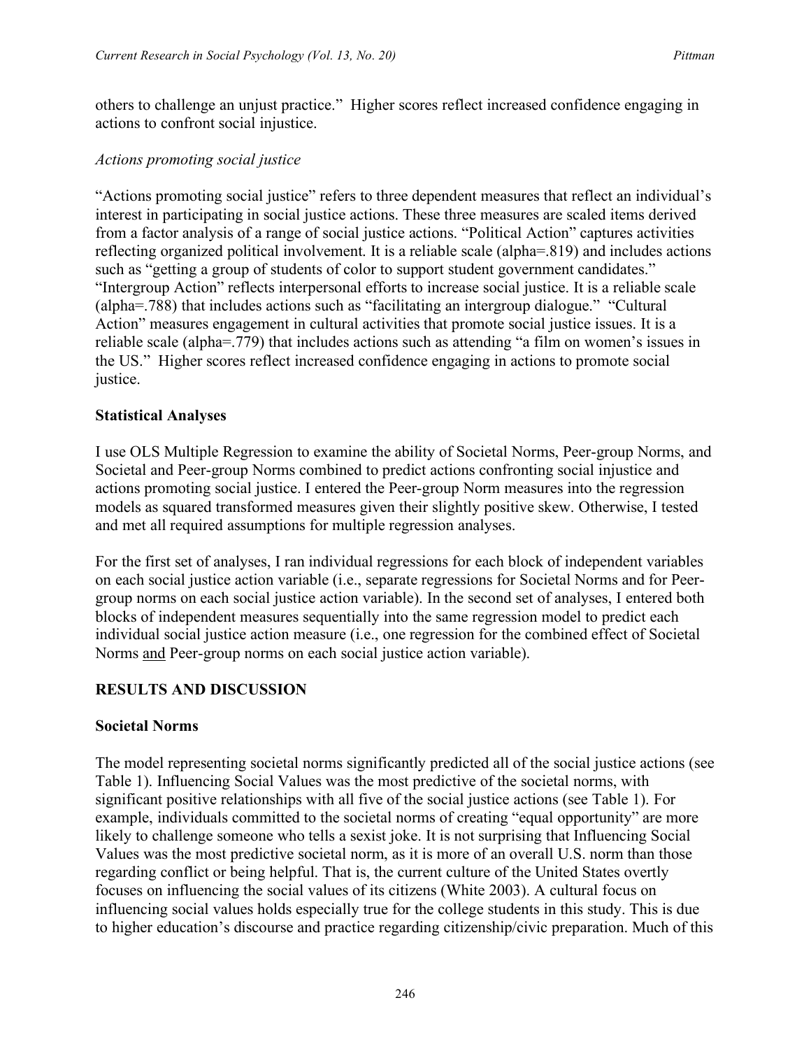others to challenge an unjust practice." Higher scores reflect increased confidence engaging in actions to confront social injustice.

*Actions promoting social justice*

"Actions promoting social justice" refers to three dependent measures that reflect an individual's interest in participating in social justice actions. These three measures are scaled items derived from a factor analysis of a range of social justice actions. "Political Action" captures activities reflecting organized political involvement. It is a reliable scale (alpha=.819) and includes actions such as "getting a group of students of color to support student government candidates." "Intergroup Action" reflects interpersonal efforts to increase social justice. It is a reliable scale (alpha=.788) that includes actions such as "facilitating an intergroup dialogue." "Cultural Action" measures engagement in cultural activities that promote social justice issues. It is a reliable scale (alpha=.779) that includes actions such as attending "a film on women's issues in the US." Higher scores reflect increased confidence engaging in actions to promote social justice.

**Statistical Analyses**

I use OLS Multiple Regression to examine the ability of Societal Norms, Peer-group Norms, and Societal and Peer-group Norms combined to predict actions confronting social injustice and actions promoting social justice. I entered the Peer-group Norm measures into the regression models as squared transformed measures given their slightly positive skew. Otherwise, I tested and met all required assumptions for multiple regression analyses.

For the first set of analyses, I ran individual regressions for each block of independent variables on each social justice action variable (i.e., separate regressions for Societal Norms and for Peer-group norms on each social justice action variable). In the second set of analyses, I entered both blocks of independent measures sequentially into the same regression model to predict each individual social justice action measure (i.e., one regression for the combined effect of Societal Norms <u>and</u> Peer-group norms on each social justice action variable).

## RESULTS AND DISCUSSION

**Societal Norms**

The model representing societal norms significantly predicted all of the social justice actions (see Table 1). Influencing Social Values was the most predictive of the societal norms, with significant positive relationships with all five of the social justice actions (see Table 1). For example, individuals committed to the societal norms of creating "equal opportunity" are more likely to challenge someone who tells a sexist joke. It is not surprising that Influencing Social Values was the most predictive societal norm, as it is more of an overall U.S. norm than those regarding conflict or being helpful. That is, the current culture of the United States overtly focuses on influencing the social values of its citizens (White 2003). A cultural focus on influencing social values holds especially true for the college students in this study. This is due to higher education's discourse and practice regarding citizenship/civic preparation. Much of this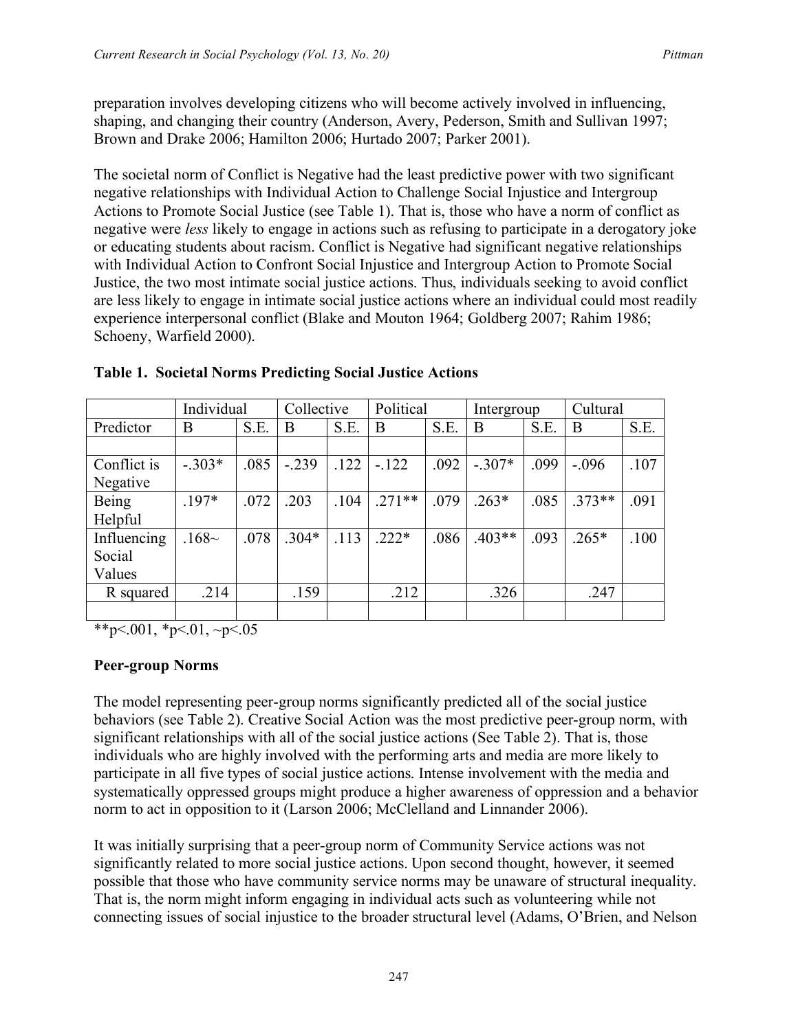preparation involves developing citizens who will become actively involved in influencing, shaping, and changing their country (Anderson, Avery, Pederson, Smith and Sullivan 1997; Brown and Drake 2006; Hamilton 2006; Hurtado 2007; Parker 2001).

The societal norm of Conflict is Negative had the least predictive power with two significant negative relationships with Individual Action to Challenge Social Injustice and Intergroup Actions to Promote Social Justice (see Table 1). That is, those who have a norm of conflict as negative were *less* likely to engage in actions such as refusing to participate in a derogatory joke or educating students about racism. Conflict is Negative had significant negative relationships with Individual Action to Confront Social Injustice and Intergroup Action to Promote Social Justice, the two most intimate social justice actions. Thus, individuals seeking to avoid conflict are less likely to engage in intimate social justice actions where an individual could most readily experience interpersonal conflict (Blake and Mouton 1964; Goldberg 2007; Rahim 1986; Schoeny, Warfield 2000).

**Table 1. Societal Norms Predicting Social Justice Actions**

| | Individual | | Collective | | Political | | Intergroup | | Cultural | |
|---|---|---|---|---|---|---|---|---|---|---|
| Predictor | B | S.E. | B | S.E. | B | S.E. | B | S.E. | B | S.E. |
| Conflict is Negative | -.303* | .085 | -.239 | .122 | -.122 | .092 | -.307* | .099 | -.096 | .107 |
| Being Helpful | .197* | .072 | .203 | .104 | .271** | .079 | .263* | .085 | .373** | .091 |
| Influencing Social Values | .168~ | .078 | .304* | .113 | .222* | .086 | .403** | .093 | .265* | .100 |
| R squared | .214 | | .159 | | .212 | | .326 | | .247 | |

**p<.001, *p<.01, ~p<.05

## Peer-group Norms

The model representing peer-group norms significantly predicted all of the social justice behaviors (see Table 2). Creative Social Action was the most predictive peer-group norm, with significant relationships with all of the social justice actions (See Table 2). That is, those individuals who are highly involved with the performing arts and media are more likely to participate in all five types of social justice actions. Intense involvement with the media and systematically oppressed groups might produce a higher awareness of oppression and a behavior norm to act in opposition to it (Larson 2006; McClelland and Linnander 2006).

It was initially surprising that a peer-group norm of Community Service actions was not significantly related to more social justice actions. Upon second thought, however, it seemed possible that those who have community service norms may be unaware of structural inequality. That is, the norm might inform engaging in individual acts such as volunteering while not connecting issues of social injustice to the broader structural level (Adams, O'Brien, and Nelson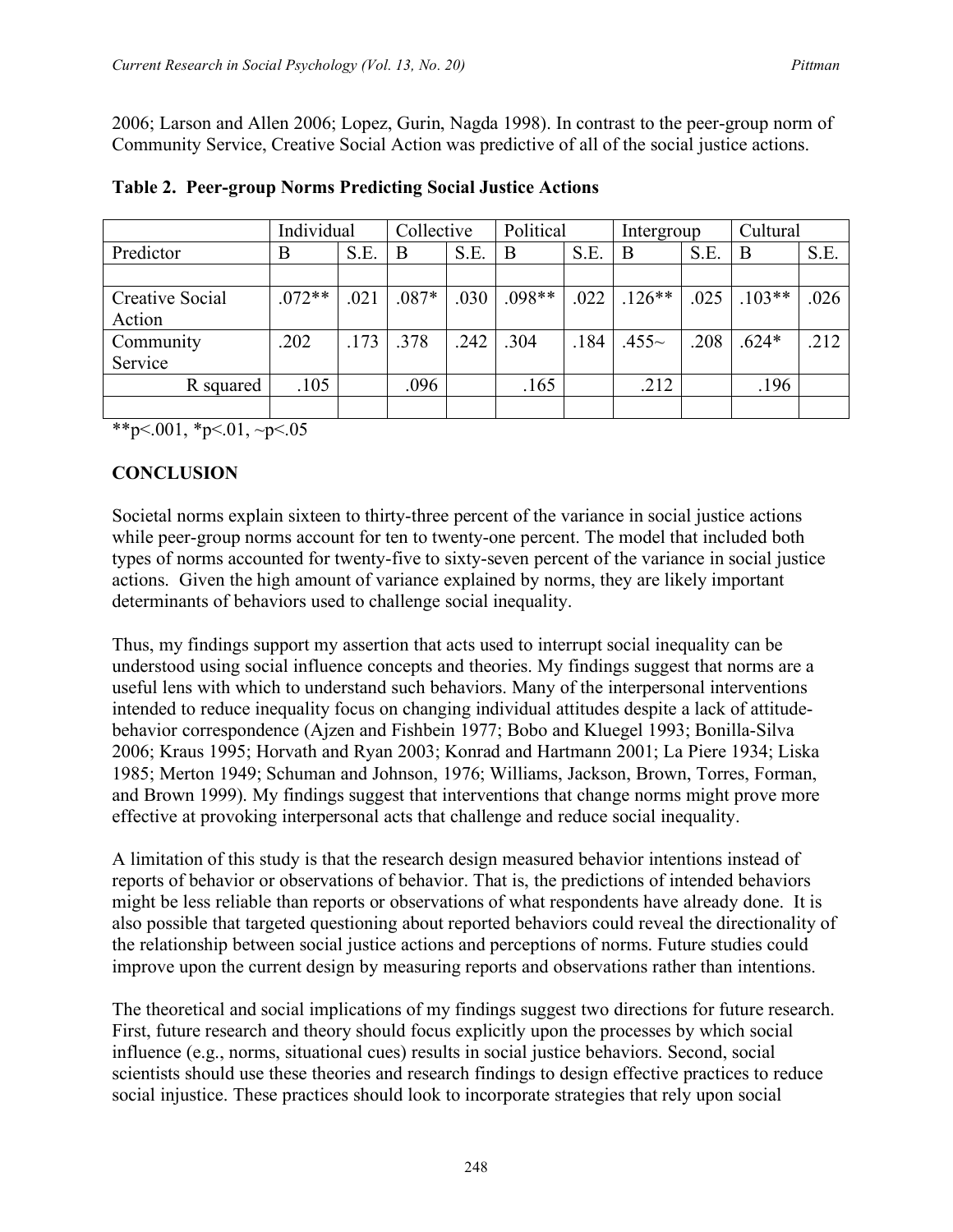2006; Larson and Allen 2006; Lopez, Gurin, Nagda 1998). In contrast to the peer-group norm of Community Service, Creative Social Action was predictive of all of the social justice actions.

**Table 2. Peer-group Norms Predicting Social Justice Actions**

| | Individual | | Collective | | Political | | Intergroup | | Cultural | |
|---|---|---|---|---|---|---|---|---|---|---|
| Predictor | B | S.E. | B | S.E. | B | S.E. | B | S.E. | B | S.E. |
| | | | | | | | | | | |
| Creative Social Action | .072** | .021 | .087* | .030 | .098** | .022 | .126** | .025 | .103** | .026 |
| Community Service | .202 | .173 | .378 | .242 | .304 | .184 | .455~ | .208 | .624* | .212 |
| R squared | .105 | | .096 | | .165 | | .212 | | .196 | |
| | | | | | | | | | | |

**p<.001, *p<.01, ~p<.05

## CONCLUSION

Societal norms explain sixteen to thirty-three percent of the variance in social justice actions while peer-group norms account for ten to twenty-one percent. The model that included both types of norms accounted for twenty-five to sixty-seven percent of the variance in social justice actions. Given the high amount of variance explained by norms, they are likely important determinants of behaviors used to challenge social inequality.

Thus, my findings support my assertion that acts used to interrupt social inequality can be understood using social influence concepts and theories. My findings suggest that norms are a useful lens with which to understand such behaviors. Many of the interpersonal interventions intended to reduce inequality focus on changing individual attitudes despite a lack of attitude-behavior correspondence (Ajzen and Fishbein 1977; Bobo and Kluegel 1993; Bonilla-Silva 2006; Kraus 1995; Horvath and Ryan 2003; Konrad and Hartmann 2001; La Piere 1934; Liska 1985; Merton 1949; Schuman and Johnson, 1976; Williams, Jackson, Brown, Torres, Forman, and Brown 1999). My findings suggest that interventions that change norms might prove more effective at provoking interpersonal acts that challenge and reduce social inequality.

A limitation of this study is that the research design measured behavior intentions instead of reports of behavior or observations of behavior. That is, the predictions of intended behaviors might be less reliable than reports or observations of what respondents have already done. It is also possible that targeted questioning about reported behaviors could reveal the directionality of the relationship between social justice actions and perceptions of norms. Future studies could improve upon the current design by measuring reports and observations rather than intentions.

The theoretical and social implications of my findings suggest two directions for future research. First, future research and theory should focus explicitly upon the processes by which social influence (e.g., norms, situational cues) results in social justice behaviors. Second, social scientists should use these theories and research findings to design effective practices to reduce social injustice. These practices should look to incorporate strategies that rely upon social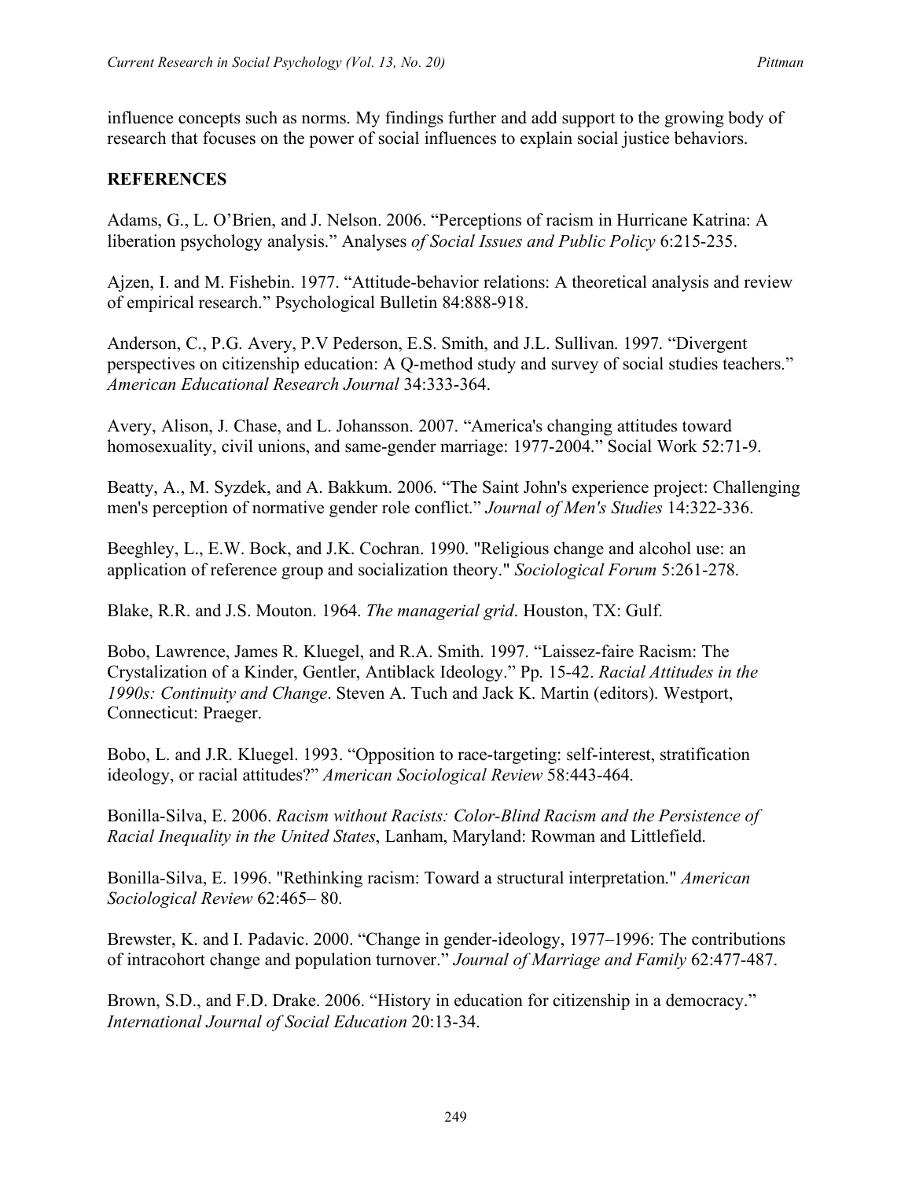influence concepts such as norms. My findings further and add support to the growing body of research that focuses on the power of social influences to explain social justice behaviors.

## REFERENCES

Adams, G., L. O'Brien, and J. Nelson. 2006. "Perceptions of racism in Hurricane Katrina: A liberation psychology analysis." Analyses *of Social Issues and Public Policy* 6:215-235.

Ajzen, I. and M. Fishebin. 1977. "Attitude-behavior relations: A theoretical analysis and review of empirical research." Psychological Bulletin 84:888-918.

Anderson, C., P.G. Avery, P.V Pederson, E.S. Smith, and J.L. Sullivan. 1997. "Divergent perspectives on citizenship education: A Q-method study and survey of social studies teachers." *American Educational Research Journal* 34:333-364.

Avery, Alison, J. Chase, and L. Johansson. 2007. "America's changing attitudes toward homosexuality, civil unions, and same-gender marriage: 1977-2004." Social Work 52:71-9.

Beatty, A., M. Syzdek, and A. Bakkum. 2006. "The Saint John's experience project: Challenging men's perception of normative gender role conflict." *Journal of Men's Studies* 14:322-336.

Beeghley, L., E.W. Bock, and J.K. Cochran. 1990. "Religious change and alcohol use: an application of reference group and socialization theory." *Sociological Forum* 5:261-278.

Blake, R.R. and J.S. Mouton. 1964. *The managerial grid*. Houston, TX: Gulf.

Bobo, Lawrence, James R. Kluegel, and R.A. Smith. 1997. "Laissez-faire Racism: The Crystalization of a Kinder, Gentler, Antiblack Ideology." Pp. 15-42. *Racial Attitudes in the 1990s: Continuity and Change*. Steven A. Tuch and Jack K. Martin (editors). Westport, Connecticut: Praeger.

Bobo, L. and J.R. Kluegel. 1993. "Opposition to race-targeting: self-interest, stratification ideology, or racial attitudes?" *American Sociological Review* 58:443-464.

Bonilla-Silva, E. 2006. *Racism without Racists: Color-Blind Racism and the Persistence of Racial Inequality in the United States*, Lanham, Maryland: Rowman and Littlefield.

Bonilla-Silva, E. 1996. "Rethinking racism: Toward a structural interpretation." *American Sociological Review* 62:465– 80.

Brewster, K. and I. Padavic. 2000. "Change in gender-ideology, 1977–1996: The contributions of intracohort change and population turnover." *Journal of Marriage and Family* 62:477-487.

Brown, S.D., and F.D. Drake. 2006. "History in education for citizenship in a democracy." *International Journal of Social Education* 20:13-34.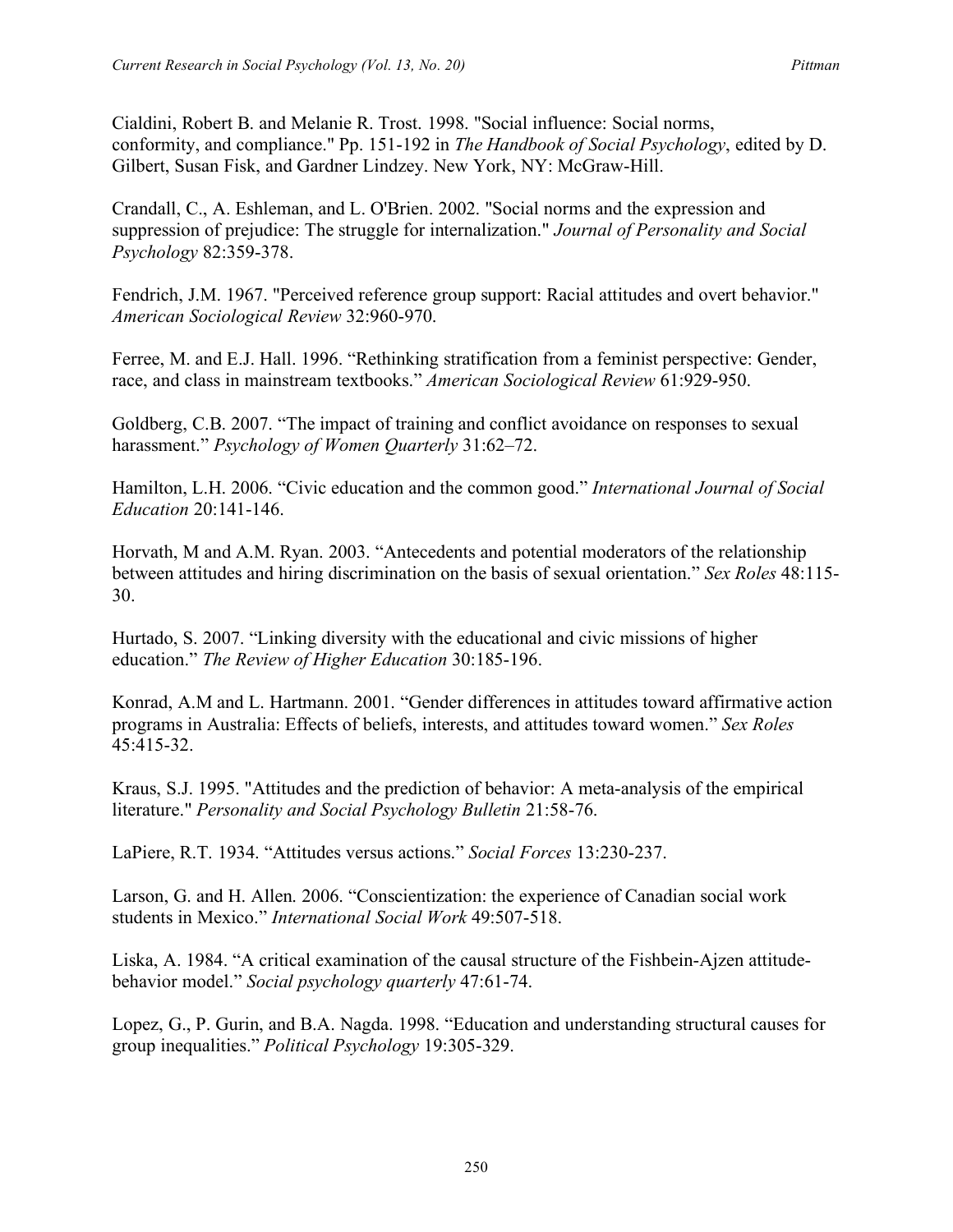Cialdini, Robert B. and Melanie R. Trost. 1998. "Social influence: Social norms, conformity, and compliance." Pp. 151-192 in *The Handbook of Social Psychology*, edited by D. Gilbert, Susan Fisk, and Gardner Lindzey. New York, NY: McGraw-Hill.

Crandall, C., A. Eshleman, and L. O'Brien. 2002. "Social norms and the expression and suppression of prejudice: The struggle for internalization." *Journal of Personality and Social Psychology* 82:359-378.

Fendrich, J.M. 1967. "Perceived reference group support: Racial attitudes and overt behavior." *American Sociological Review* 32:960-970.

Ferree, M. and E.J. Hall. 1996. "Rethinking stratification from a feminist perspective: Gender, race, and class in mainstream textbooks." *American Sociological Review* 61:929-950.

Goldberg, C.B. 2007. "The impact of training and conflict avoidance on responses to sexual harassment." *Psychology of Women Quarterly* 31:62–72.

Hamilton, L.H. 2006. "Civic education and the common good." *International Journal of Social Education* 20:141-146.

Horvath, M and A.M. Ryan. 2003. "Antecedents and potential moderators of the relationship between attitudes and hiring discrimination on the basis of sexual orientation." *Sex Roles* 48:115-30.

Hurtado, S. 2007. "Linking diversity with the educational and civic missions of higher education." *The Review of Higher Education* 30:185-196.

Konrad, A.M and L. Hartmann. 2001. "Gender differences in attitudes toward affirmative action programs in Australia: Effects of beliefs, interests, and attitudes toward women." *Sex Roles* 45:415-32.

Kraus, S.J. 1995. "Attitudes and the prediction of behavior: A meta-analysis of the empirical literature." *Personality and Social Psychology Bulletin* 21:58-76.

LaPiere, R.T. 1934. "Attitudes versus actions." *Social Forces* 13:230-237.

Larson, G. and H. Allen. 2006. "Conscientization: the experience of Canadian social work students in Mexico." *International Social Work* 49:507-518.

Liska, A. 1984. "A critical examination of the causal structure of the Fishbein-Ajzen attitude-behavior model." *Social psychology quarterly* 47:61-74.

Lopez, G., P. Gurin, and B.A. Nagda. 1998. "Education and understanding structural causes for group inequalities." *Political Psychology* 19:305-329.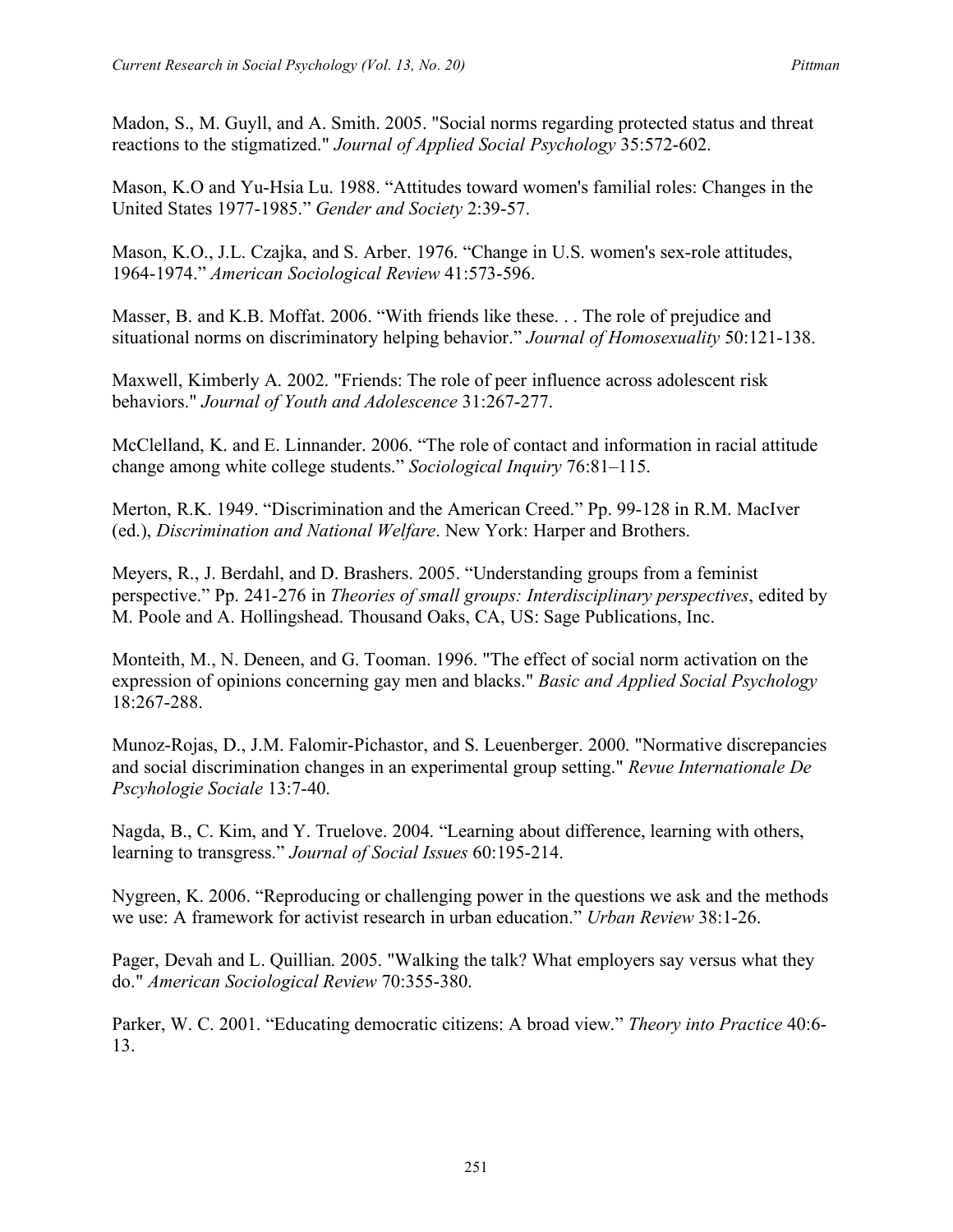Madon, S., M. Guyll, and A. Smith. 2005. "Social norms regarding protected status and threat reactions to the stigmatized." *Journal of Applied Social Psychology* 35:572-602.

Mason, K.O and Yu-Hsia Lu. 1988. “Attitudes toward women's familial roles: Changes in the United States 1977-1985.” *Gender and Society* 2:39-57.

Mason, K.O., J.L. Czajka, and S. Arber. 1976. “Change in U.S. women's sex-role attitudes, 1964-1974.” *American Sociological Review* 41:573-596.

Masser, B. and K.B. Moffat. 2006. “With friends like these. . . The role of prejudice and situational norms on discriminatory helping behavior.” *Journal of Homosexuality* 50:121-138.

Maxwell, Kimberly A. 2002. "Friends: The role of peer influence across adolescent risk behaviors." *Journal of Youth and Adolescence* 31:267-277.

McClelland, K. and E. Linnander. 2006. “The role of contact and information in racial attitude change among white college students.” *Sociological Inquiry* 76:81–115.

Merton, R.K. 1949. “Discrimination and the American Creed.” Pp. 99-128 in R.M. MacIver (ed.), *Discrimination and National Welfare*. New York: Harper and Brothers.

Meyers, R., J. Berdahl, and D. Brashers. 2005. “Understanding groups from a feminist perspective.” Pp. 241-276 in *Theories of small groups: Interdisciplinary perspectives*, edited by M. Poole and A. Hollingshead. Thousand Oaks, CA, US: Sage Publications, Inc.

Monteith, M., N. Deneen, and G. Tooman. 1996. "The effect of social norm activation on the expression of opinions concerning gay men and blacks." *Basic and Applied Social Psychology* 18:267-288.

Munoz-Rojas, D., J.M. Falomir-Pichastor, and S. Leuenberger. 2000. "Normative discrepancies and social discrimination changes in an experimental group setting." *Revue Internationale De Pscyhologie Sociale* 13:7-40.

Nagda, B., C. Kim, and Y. Truelove. 2004. “Learning about difference, learning with others, learning to transgress.” *Journal of Social Issues* 60:195-214.

Nygreen, K. 2006. “Reproducing or challenging power in the questions we ask and the methods we use: A framework for activist research in urban education.” *Urban Review* 38:1-26.

Pager, Devah and L. Quillian. 2005. "Walking the talk? What employers say versus what they do." *American Sociological Review* 70:355-380.

Parker, W. C. 2001. “Educating democratic citizens: A broad view.” *Theory into Practice* 40:6-13.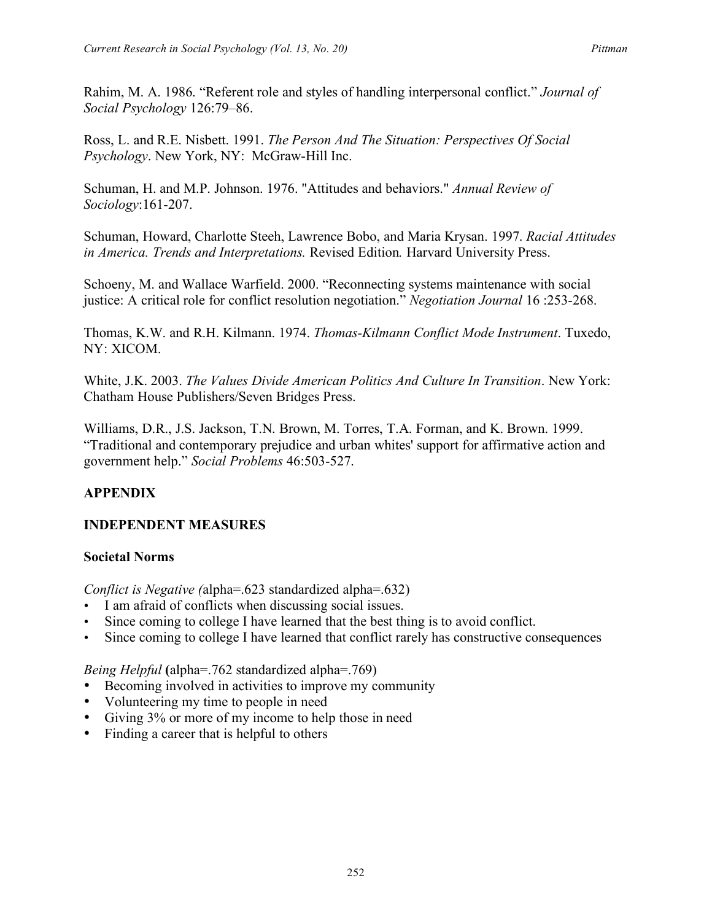Rahim, M. A. 1986. “Referent role and styles of handling interpersonal conflict.” *Journal of Social Psychology* 126:79–86.

Ross, L. and R.E. Nisbett. 1991. *The Person And The Situation: Perspectives Of Social Psychology*. New York, NY: McGraw-Hill Inc.

Schuman, H. and M.P. Johnson. 1976. "Attitudes and behaviors." *Annual Review of Sociology*:161-207.

Schuman, Howard, Charlotte Steeh, Lawrence Bobo, and Maria Krysan. 1997. *Racial Attitudes in America. Trends and Interpretations.* Revised Edition*.* Harvard University Press.

Schoeny, M. and Wallace Warfield. 2000. “Reconnecting systems maintenance with social justice: A critical role for conflict resolution negotiation.” *Negotiation Journal* 16 :253-268.

Thomas, K.W. and R.H. Kilmann. 1974. *Thomas-Kilmann Conflict Mode Instrument*. Tuxedo, NY: XICOM.

White, J.K. 2003. *The Values Divide American Politics And Culture In Transition*. New York: Chatham House Publishers/Seven Bridges Press.

Williams, D.R., J.S. Jackson, T.N. Brown, M. Torres, T.A. Forman, and K. Brown. 1999. “Traditional and contemporary prejudice and urban whites' support for affirmative action and government help.” *Social Problems* 46:503-527.

## APPENDIX

## INDEPENDENT MEASURES

### Societal Norms

*Conflict is Negative (*alpha=.623 standardized alpha=.632)

- I am afraid of conflicts when discussing social issues.
- Since coming to college I have learned that the best thing is to avoid conflict.
- Since coming to college I have learned that conflict rarely has constructive consequences

*Being Helpful* **(**alpha=.762 standardized alpha=.769)

- Becoming involved in activities to improve my community
- Volunteering my time to people in need
- Giving 3% or more of my income to help those in need
- Finding a career that is helpful to others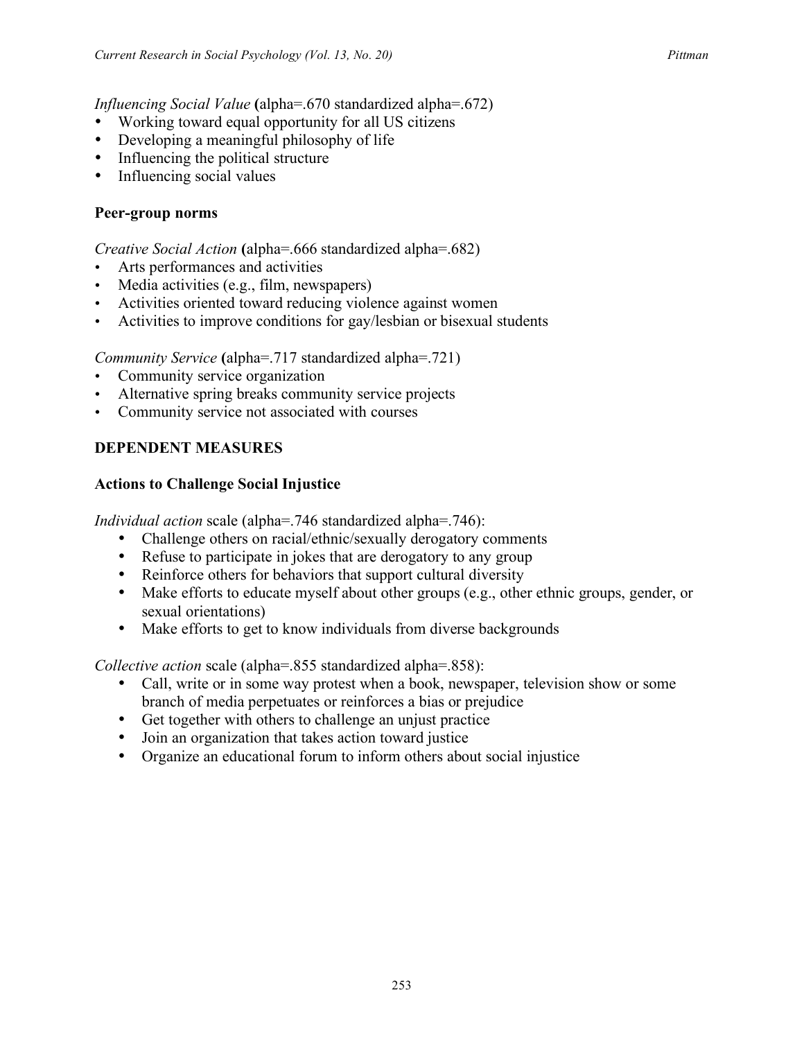*Influencing Social Value* **(**alpha=.670 standardized alpha=.672)

- Working toward equal opportunity for all US citizens
- Developing a meaningful philosophy of life
- Influencing the political structure
- Influencing social values

### Peer-group norms

*Creative Social Action* **(**alpha=.666 standardized alpha=.682)

- Arts performances and activities
- Media activities (e.g., film, newspapers)
- Activities oriented toward reducing violence against women
- Activities to improve conditions for gay/lesbian or bisexual students

*Community Service* **(**alpha=.717 standardized alpha=.721)

- Community service organization
- Alternative spring breaks community service projects
- Community service not associated with courses

## DEPENDENT MEASURES

### Actions to Challenge Social Injustice

*Individual action* scale (alpha=.746 standardized alpha=.746):

- Challenge others on racial/ethnic/sexually derogatory comments
- Refuse to participate in jokes that are derogatory to any group
- Reinforce others for behaviors that support cultural diversity
- Make efforts to educate myself about other groups (e.g., other ethnic groups, gender, or sexual orientations)
- Make efforts to get to know individuals from diverse backgrounds

*Collective action* scale (alpha=.855 standardized alpha=.858):

- Call, write or in some way protest when a book, newspaper, television show or some branch of media perpetuates or reinforces a bias or prejudice
- Get together with others to challenge an unjust practice
- Join an organization that takes action toward justice
- Organize an educational forum to inform others about social injustice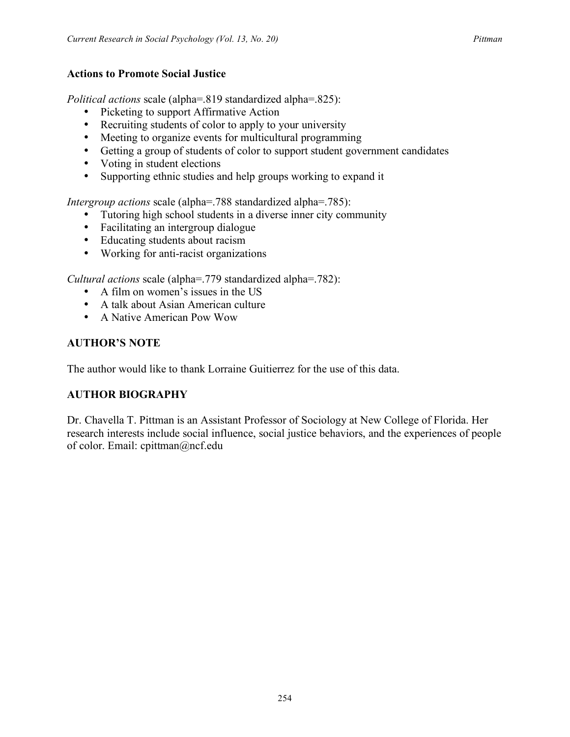### Actions to Promote Social Justice

*Political actions* scale (alpha=.819 standardized alpha=.825):

- Picketing to support Affirmative Action
- Recruiting students of color to apply to your university
- Meeting to organize events for multicultural programming
- Getting a group of students of color to support student government candidates
- Voting in student elections
- Supporting ethnic studies and help groups working to expand it

*Intergroup actions* scale (alpha=.788 standardized alpha=.785):

- Tutoring high school students in a diverse inner city community
- Facilitating an intergroup dialogue
- Educating students about racism
- Working for anti-racist organizations

*Cultural actions* scale (alpha=.779 standardized alpha=.782):

- A film on women's issues in the US
- A talk about Asian American culture
- A Native American Pow Wow

## AUTHOR'S NOTE

The author would like to thank Lorraine Guitierrez for the use of this data.

## AUTHOR BIOGRAPHY

Dr. Chavella T. Pittman is an Assistant Professor of Sociology at New College of Florida. Her research interests include social influence, social justice behaviors, and the experiences of people of color. Email: cpittman@ncf.edu